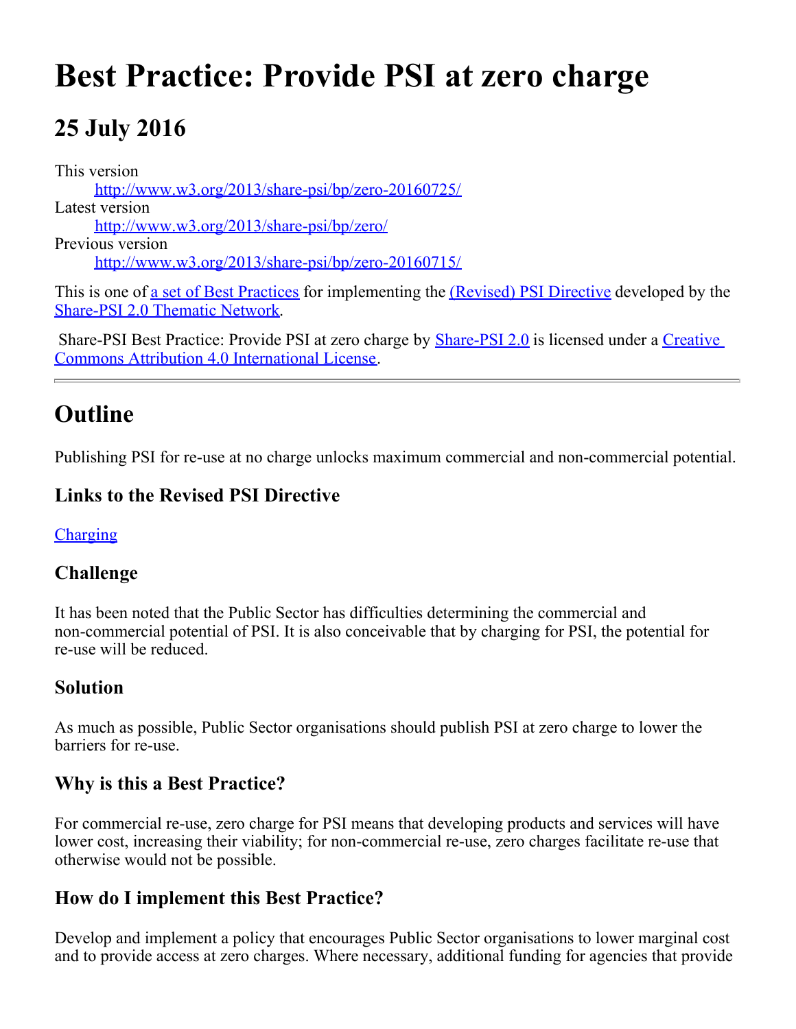# Best Practice: Provide PSI at zero charge

## 25 July 2016

This version
: http://www.w3.org/2013/share-psi/bp/zero-20160725/

Latest version
: http://www.w3.org/2013/share-psi/bp/zero/

Previous version
: http://www.w3.org/2013/share-psi/bp/zero-20160715/

This is one of a set of Best Practices for implementing the (Revised) PSI Directive developed by the Share-PSI 2.0 Thematic Network.

Share-PSI Best Practice: Provide PSI at zero charge by Share-PSI 2.0 is licensed under a Creative Commons Attribution 4.0 International License.

---

## Outline

Publishing PSI for re-use at no charge unlocks maximum commercial and non-commercial potential.

### Links to the Revised PSI Directive

Charging

### Challenge

It has been noted that the Public Sector has difficulties determining the commercial and non-commercial potential of PSI. It is also conceivable that by charging for PSI, the potential for re-use will be reduced.

### Solution

As much as possible, Public Sector organisations should publish PSI at zero charge to lower the barriers for re-use.

### Why is this a Best Practice?

For commercial re-use, zero charge for PSI means that developing products and services will have lower cost, increasing their viability; for non-commercial re-use, zero charges facilitate re-use that otherwise would not be possible.

### How do I implement this Best Practice?

Develop and implement a policy that encourages Public Sector organisations to lower marginal cost and to provide access at zero charges. Where necessary, additional funding for agencies that provide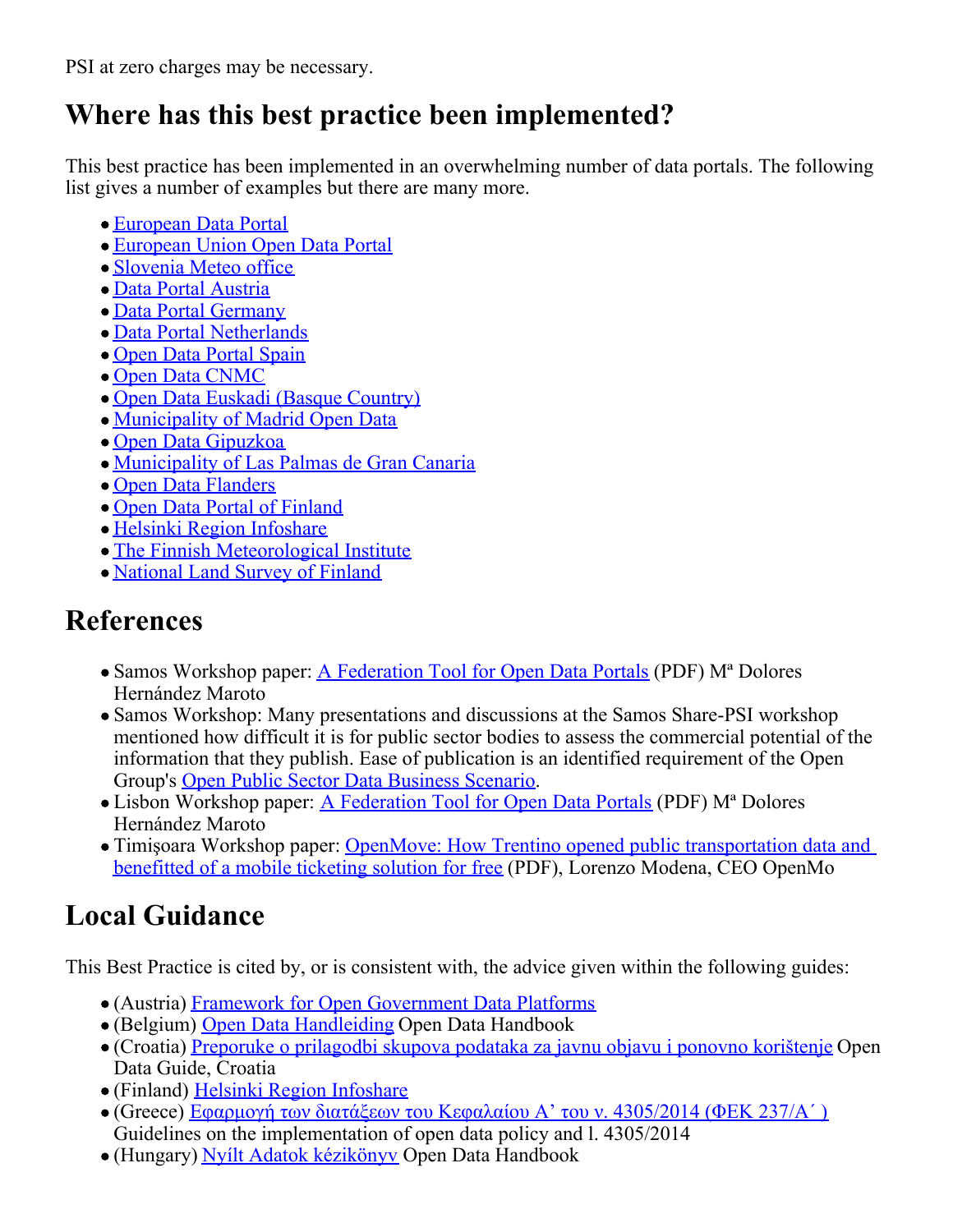PSI at zero charges may be necessary.

## Where has this best practice been implemented?

This best practice has been implemented in an overwhelming number of data portals. The following list gives a number of examples but there are many more.

- European Data Portal
- European Union Open Data Portal
- Slovenia Meteo office
- Data Portal Austria
- Data Portal Germany
- Data Portal Netherlands
- Open Data Portal Spain
- Open Data CNMC
- Open Data Euskadi (Basque Country)
- Municipality of Madrid Open Data
- Open Data Gipuzkoa
- Municipality of Las Palmas de Gran Canaria
- Open Data Flanders
- Open Data Portal of Finland
- Helsinki Region Infoshare
- The Finnish Meteorological Institute
- National Land Survey of Finland

## References

- Samos Workshop paper: A Federation Tool for Open Data Portals (PDF) Mª Dolores Hernández Maroto
- Samos Workshop: Many presentations and discussions at the Samos Share-PSI workshop mentioned how difficult it is for public sector bodies to assess the commercial potential of the information that they publish. Ease of publication is an identified requirement of the Open Group's Open Public Sector Data Business Scenario.
- Lisbon Workshop paper: A Federation Tool for Open Data Portals (PDF) Mª Dolores Hernández Maroto
- Timişoara Workshop paper: OpenMove: How Trentino opened public transportation data and benefitted of a mobile ticketing solution for free (PDF), Lorenzo Modena, CEO OpenMo

## Local Guidance

This Best Practice is cited by, or is consistent with, the advice given within the following guides:

- (Austria) Framework for Open Government Data Platforms
- (Belgium) Open Data Handleiding Open Data Handbook
- (Croatia) Preporuke o prilagodbi skupova podataka za javnu objavu i ponovno korištenje Open Data Guide, Croatia
- (Finland) Helsinki Region Infoshare
- (Greece) Εφαρμογή των διατάξεων του Κεφαλαίου Α’ του ν. 4305/2014 (ΦΕΚ 237/Α΄) Guidelines on the implementation of open data policy and l. 4305/2014
- (Hungary) Nyílt Adatok kézikönyv Open Data Handbook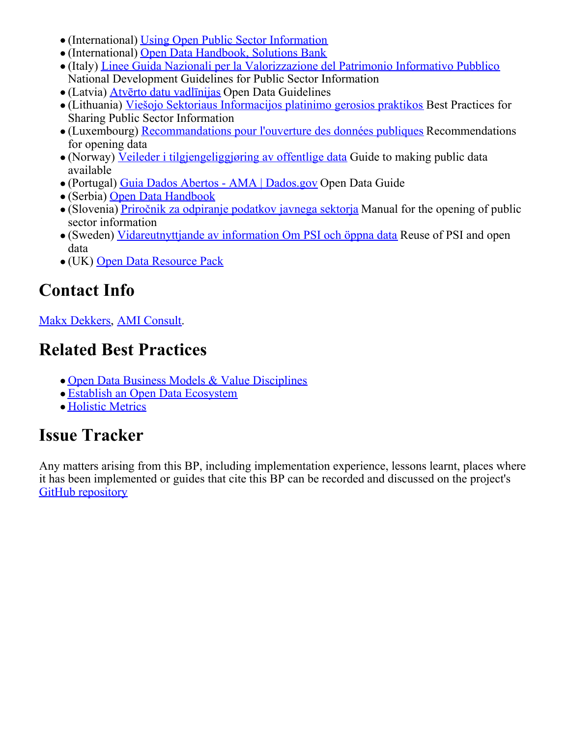- (International) Using Open Public Sector Information
- (International) Open Data Handbook, Solutions Bank
- (Italy) Linee Guida Nazionali per la Valorizzazione del Patrimonio Informativo Pubblico National Development Guidelines for Public Sector Information
- (Latvia) Atvērto datu vadlīnijas Open Data Guidelines
- (Lithuania) Viešojo Sektoriaus Informacijos platinimo gerosios praktikos Best Practices for Sharing Public Sector Information
- (Luxembourg) Recommandations pour l'ouverture des données publiques Recommendations for opening data
- (Norway) Veileder i tilgjengeliggjøring av offentlige data Guide to making public data available
- (Portugal) Guia Dados Abertos - AMA | Dados.gov Open Data Guide
- (Serbia) Open Data Handbook
- (Slovenia) Priročnik za odpiranje podatkov javnega sektorja Manual for the opening of public sector information
- (Sweden) Vidareutnyttjande av information Om PSI och öppna data Reuse of PSI and open data
- (UK) Open Data Resource Pack

## Contact Info

Makx Dekkers, AMI Consult.

## Related Best Practices

- Open Data Business Models & Value Disciplines
- Establish an Open Data Ecosystem
- Holistic Metrics

## Issue Tracker

Any matters arising from this BP, including implementation experience, lessons learnt, places where it has been implemented or guides that cite this BP can be recorded and discussed on the project's GitHub repository